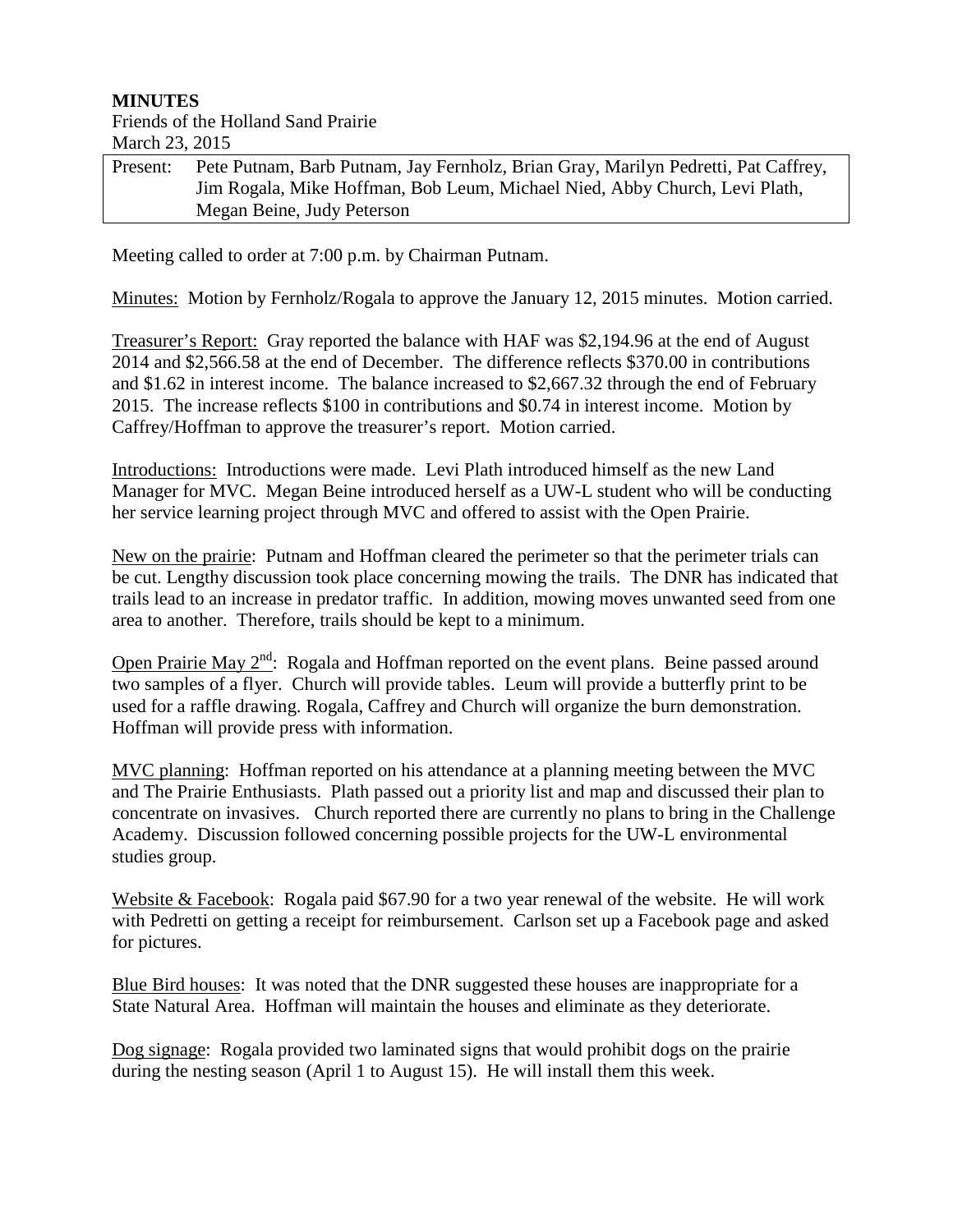**MINUTES**

Friends of the Holland Sand Prairie

March 23, 2015

| Present: | Pete Putnam, Barb Putnam, Jay Fernholz, Brian Gray, Marilyn Pedretti, Pat Caffrey, Jim Rogala, Mike Hoffman, Bob Leum, Michael Nied, Abby Church, Levi Plath, Megan Beine, Judy Peterson |
|---|---|

Meeting called to order at 7:00 p.m. by Chairman Putnam.

Minutes: Motion by Fernholz/Rogala to approve the January 12, 2015 minutes. Motion carried.

Treasurer's Report: Gray reported the balance with HAF was $2,194.96 at the end of August 2014 and $2,566.58 at the end of December. The difference reflects $370.00 in contributions and $1.62 in interest income. The balance increased to $2,667.32 through the end of February 2015. The increase reflects $100 in contributions and $0.74 in interest income. Motion by Caffrey/Hoffman to approve the treasurer's report. Motion carried.

Introductions: Introductions were made. Levi Plath introduced himself as the new Land Manager for MVC. Megan Beine introduced herself as a UW-L student who will be conducting her service learning project through MVC and offered to assist with the Open Prairie.

New on the prairie: Putnam and Hoffman cleared the perimeter so that the perimeter trials can be cut. Lengthy discussion took place concerning mowing the trails. The DNR has indicated that trails lead to an increase in predator traffic. In addition, mowing moves unwanted seed from one area to another. Therefore, trails should be kept to a minimum.

Open Prairie May 2nd: Rogala and Hoffman reported on the event plans. Beine passed around two samples of a flyer. Church will provide tables. Leum will provide a butterfly print to be used for a raffle drawing. Rogala, Caffrey and Church will organize the burn demonstration. Hoffman will provide press with information.

MVC planning: Hoffman reported on his attendance at a planning meeting between the MVC and The Prairie Enthusiasts. Plath passed out a priority list and map and discussed their plan to concentrate on invasives. Church reported there are currently no plans to bring in the Challenge Academy. Discussion followed concerning possible projects for the UW-L environmental studies group.

Website & Facebook: Rogala paid $67.90 for a two year renewal of the website. He will work with Pedretti on getting a receipt for reimbursement. Carlson set up a Facebook page and asked for pictures.

Blue Bird houses: It was noted that the DNR suggested these houses are inappropriate for a State Natural Area. Hoffman will maintain the houses and eliminate as they deteriorate.

Dog signage: Rogala provided two laminated signs that would prohibit dogs on the prairie during the nesting season (April 1 to August 15). He will install them this week.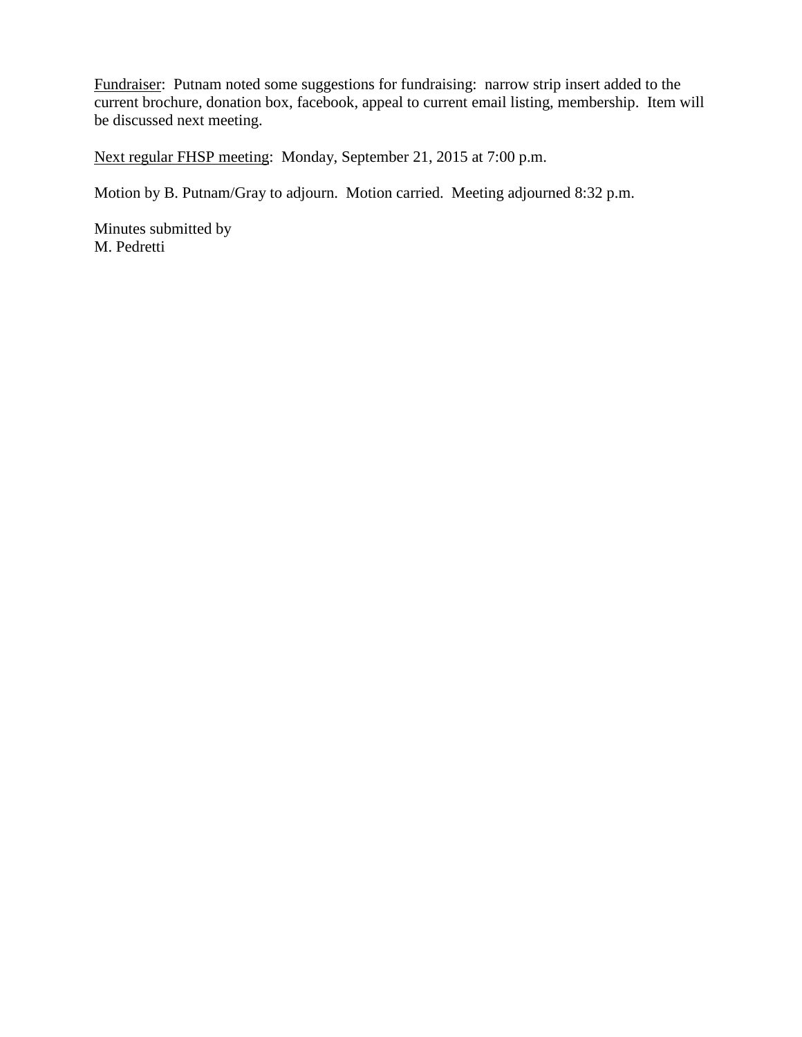<u>Fundraiser</u>: Putnam noted some suggestions for fundraising: narrow strip insert added to the current brochure, donation box, facebook, appeal to current email listing, membership. Item will be discussed next meeting.

<u>Next regular FHSP meeting</u>: Monday, September 21, 2015 at 7:00 p.m.

Motion by B. Putnam/Gray to adjourn. Motion carried. Meeting adjourned 8:32 p.m.

Minutes submitted by
M. Pedretti